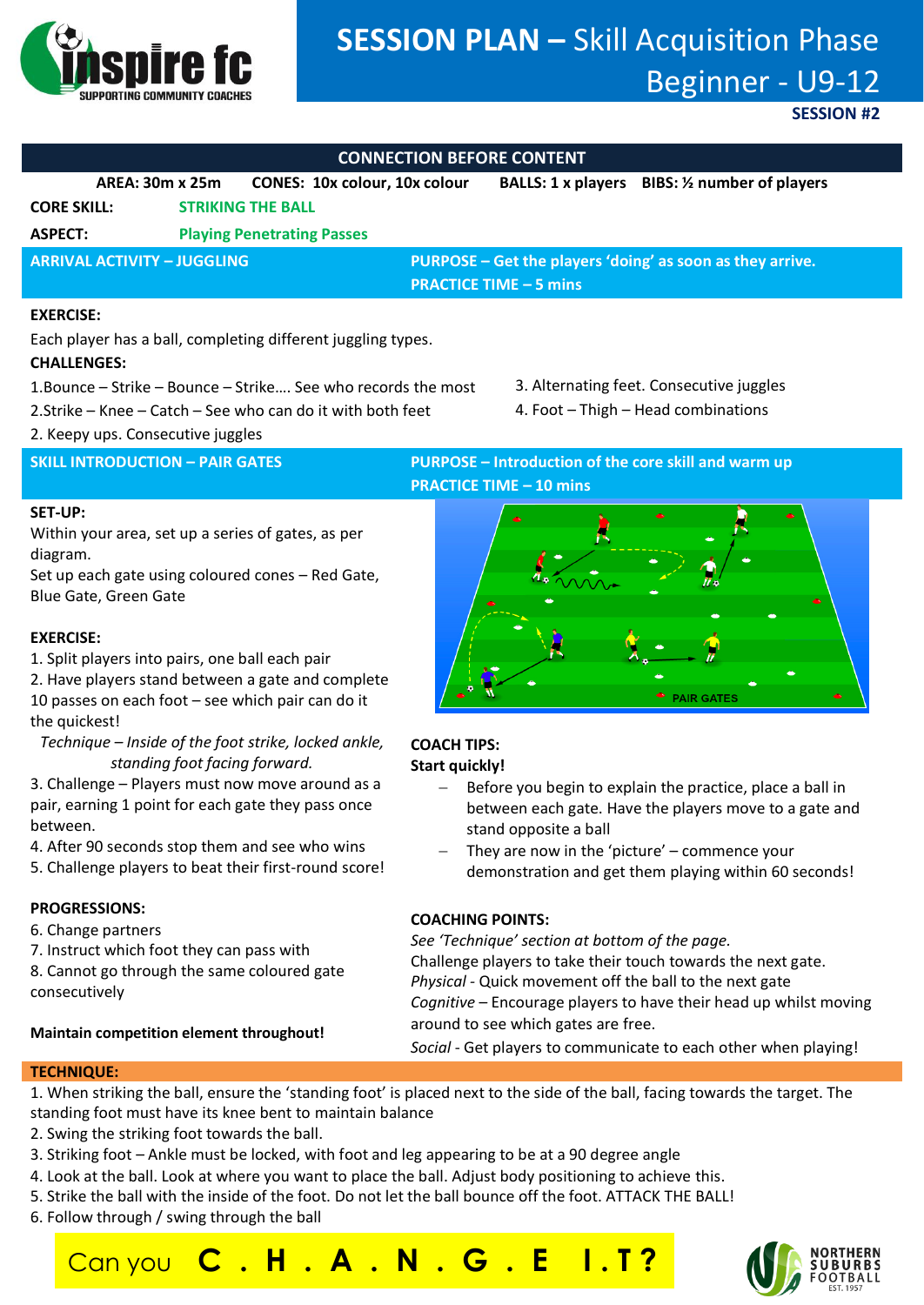# SESSION PLAN – Skill Acquisition Phase Beginner - U9-12

**SESSION #2**

## CONNECTION BEFORE CONTENT

**AREA: 30m x 25m** **CONES: 10x colour, 10x colour** **BALLS: 1 x players** **BIBS: ½ number of players**

**CORE SKILL:** **STRIKING THE BALL**

**ASPECT:** **Playing Penetrating Passes**

## ARRIVAL ACTIVITY – JUGGLING

**PURPOSE – Get the players 'doing' as soon as they arrive.**
**PRACTICE TIME – 5 mins**

**EXERCISE:**

Each player has a ball, completing different juggling types.

**CHALLENGES:**

1.Bounce – Strike – Bounce – Strike…. See who records the most
2.Strike – Knee – Catch – See who can do it with both feet
2. Keepy ups. Consecutive juggles
3. Alternating feet. Consecutive juggles
4. Foot – Thigh – Head combinations

## SKILL INTRODUCTION – PAIR GATES

**PURPOSE – Introduction of the core skill and warm up**
**PRACTICE TIME – 10 mins**

**SET-UP:**

Within your area, set up a series of gates, as per diagram.
Set up each gate using coloured cones – Red Gate, Blue Gate, Green Gate

**EXERCISE:**

1. Split players into pairs, one ball each pair
2. Have players stand between a gate and complete 10 passes on each foot – see which pair can do it the quickest!

*Technique – Inside of the foot strike, locked ankle, standing foot facing forward.*

3. Challenge – Players must now move around as a pair, earning 1 point for each gate they pass once between.
4. After 90 seconds stop them and see who wins
5. Challenge players to beat their first-round score!

**PROGRESSIONS:**

6. Change partners
7. Instruct which foot they can pass with
8. Cannot go through the same coloured gate consecutively

**Maintain competition element throughout!**

PAIR GATES

**COACH TIPS:**
**Start quickly!**

- Before you begin to explain the practice, place a ball in between each gate. Have the players move to a gate and stand opposite a ball
- They are now in the 'picture' – commence your demonstration and get them playing within 60 seconds!

**COACHING POINTS:**

*See 'Technique' section at bottom of the page.*
Challenge players to take their touch towards the next gate.
*Physical* - Quick movement off the ball to the next gate
*Cognitive* – Encourage players to have their head up whilst moving around to see which gates are free.
*Social* - Get players to communicate to each other when playing!

## TECHNIQUE:

1. When striking the ball, ensure the 'standing foot' is placed next to the side of the ball, facing towards the target. The standing foot must have its knee bent to maintain balance
2. Swing the striking foot towards the ball.
3. Striking foot – Ankle must be locked, with foot and leg appearing to be at a 90 degree angle
4. Look at the ball. Look at where you want to place the ball. Adjust body positioning to achieve this.
5. Strike the ball with the inside of the foot. Do not let the ball bounce off the foot. ATTACK THE BALL!
6. Follow through / swing through the ball

Can you **C . H . A . N . G . E I . T ?**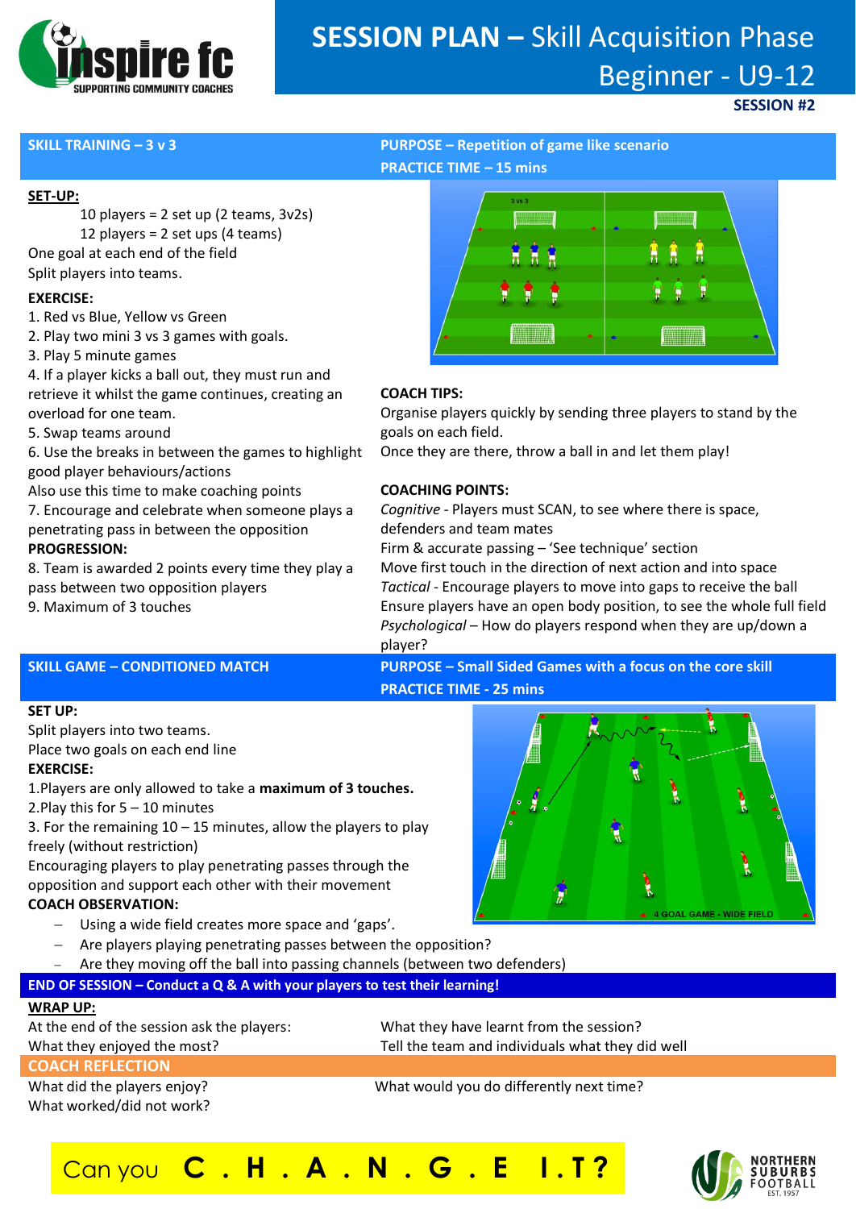# SESSION PLAN – Skill Acquisition Phase Beginner - U9-12

**SESSION #2**

## SKILL TRAINING – 3 v 3

**PURPOSE – Repetition of game like scenario**
**PRACTICE TIME – 15 mins**

**SET-UP:**

10 players = 2 set up (2 teams, 3v2s)
12 players = 2 set ups (4 teams)

One goal at each end of the field
Split players into teams.

**EXERCISE:**

1. Red vs Blue, Yellow vs Green
2. Play two mini 3 vs 3 games with goals.
3. Play 5 minute games
4. If a player kicks a ball out, they must run and retrieve it whilst the game continues, creating an overload for one team.
5. Swap teams around
6. Use the breaks in between the games to highlight good player behaviours/actions

Also use this time to make coaching points

7. Encourage and celebrate when someone plays a penetrating pass in between the opposition

**PROGRESSION:**

8. Team is awarded 2 points every time they play a pass between two opposition players
9. Maximum of 3 touches

3 vs 3

**COACH TIPS:**

Organise players quickly by sending three players to stand by the goals on each field.
Once they are there, throw a ball in and let them play!

**COACHING POINTS:**

*Cognitive* - Players must SCAN, to see where there is space, defenders and team mates
Firm & accurate passing – 'See technique' section
Move first touch in the direction of next action and into space
*Tactical* - Encourage players to move into gaps to receive the ball
Ensure players have an open body position, to see the whole full field
*Psychological* – How do players respond when they are up/down a player?

## SKILL GAME – CONDITIONED MATCH

**PURPOSE – Small Sided Games with a focus on the core skill**
**PRACTICE TIME - 25 mins**

**SET UP:**

Split players into two teams.
Place two goals on each end line

**EXERCISE:**

1.Players are only allowed to take a **maximum of 3 touches.**
2.Play this for 5 – 10 minutes
3. For the remaining 10 – 15 minutes, allow the players to play freely (without restriction)

Encouraging players to play penetrating passes through the opposition and support each other with their movement

**COACH OBSERVATION:**

- Using a wide field creates more space and 'gaps'.
- Are players playing penetrating passes between the opposition?
- Are they moving off the ball into passing channels (between two defenders)

4 GOAL GAME - WIDE FIELD

## END OF SESSION – Conduct a Q & A with your players to test their learning!

**WRAP UP:**

At the end of the session ask the players:
What they enjoyed the most?
What they have learnt from the session?
Tell the team and individuals what they did well

## COACH REFLECTION

What did the players enjoy?
What worked/did not work?
What would you do differently next time?

Can you **C . H . A . N . G . E I . T ?**